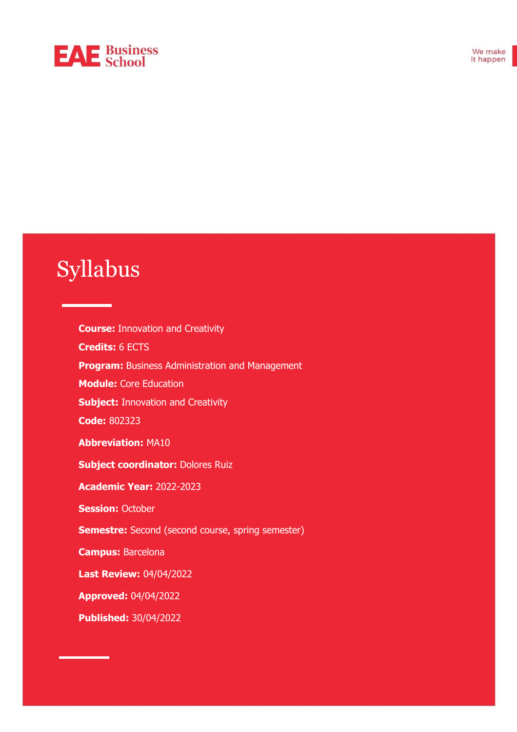EAE Business School

We make it happen

# Syllabus

**Course:** Innovation and Creativity

**Credits:** 6 ECTS

**Program:** Business Administration and Management

**Module:** Core Education

**Subject:** Innovation and Creativity

**Code:** 802323

**Abbreviation:** MA10

**Subject coordinator:** Dolores Ruiz

**Academic Year:** 2022-2023

**Session:** October

**Semestre:** Second (second course, spring semester)

**Campus:** Barcelona

**Last Review:** 04/04/2022

**Approved:** 04/04/2022

**Published:** 30/04/2022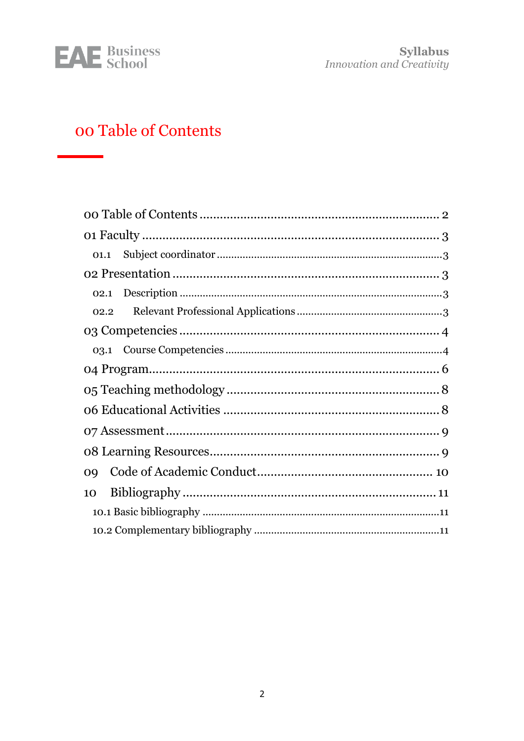# 00 Table of Contents

- 00 Table of Contents ........ 2
- 01 Faculty ........ 3
  - 01.1 Subject coordinator ........ 3
- 02 Presentation ........ 3
  - 02.1 Description ........ 3
  - 02.2 Relevant Professional Applications ........ 3
- 03 Competencies ........ 4
  - 03.1 Course Competencies ........ 4
- 04 Program ........ 6
- 05 Teaching methodology ........ 8
- 06 Educational Activities ........ 8
- 07 Assessment ........ 9
- 08 Learning Resources ........ 9
- 09 Code of Academic Conduct ........ 10
- 10 Bibliography ........ 11
  - 10.1 Basic bibliography ........ 11
  - 10.2 Complementary bibliography ........ 11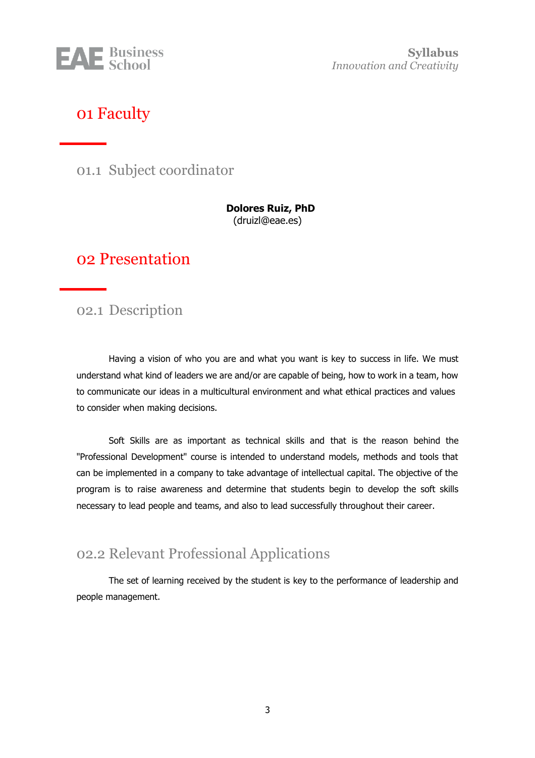# 01 Faculty

## 01.1 Subject coordinator

**Dolores Ruiz, PhD**
(druizl@eae.es)

# 02 Presentation

## 02.1 Description

Having a vision of who you are and what you want is key to success in life. We must understand what kind of leaders we are and/or are capable of being, how to work in a team, how to communicate our ideas in a multicultural environment and what ethical practices and values to consider when making decisions.

Soft Skills are as important as technical skills and that is the reason behind the "Professional Development" course is intended to understand models, methods and tools that can be implemented in a company to take advantage of intellectual capital. The objective of the program is to raise awareness and determine that students begin to develop the soft skills necessary to lead people and teams, and also to lead successfully throughout their career.

## 02.2 Relevant Professional Applications

The set of learning received by the student is key to the performance of leadership and people management.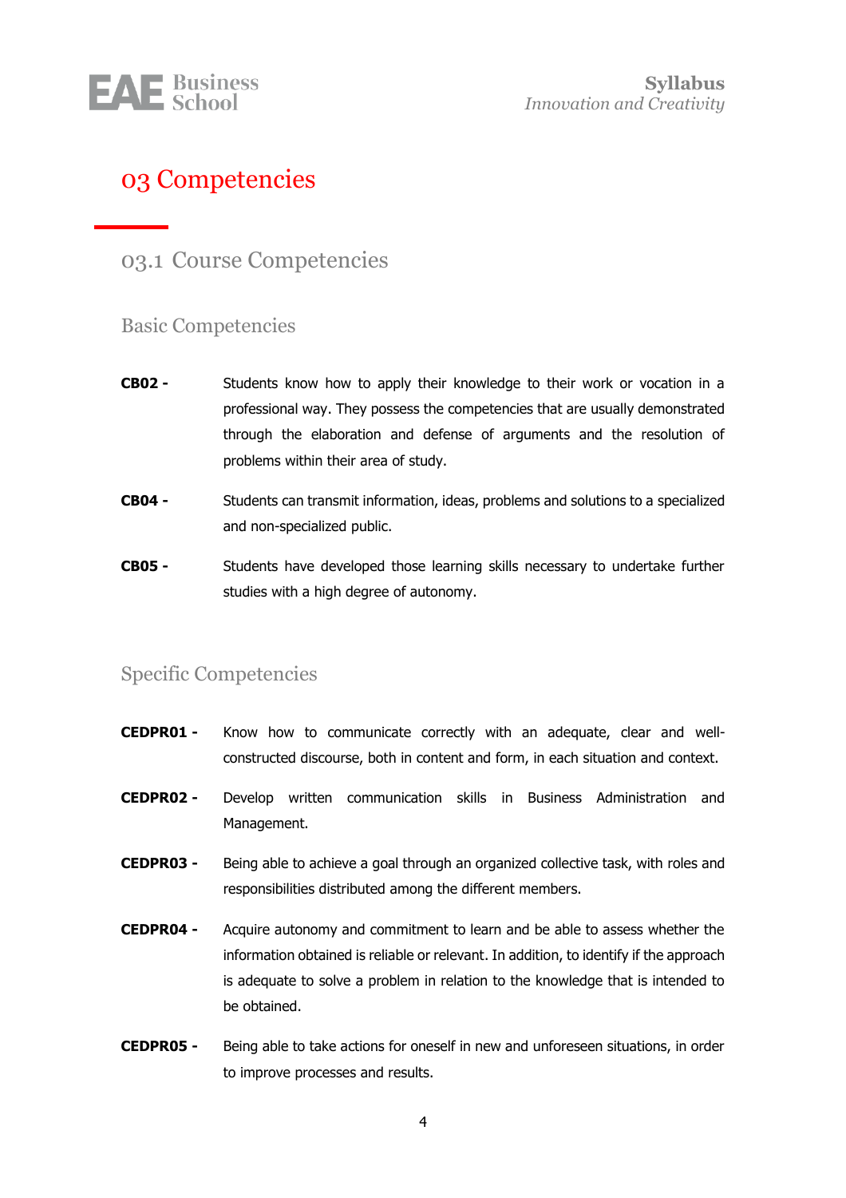# 03 Competencies

## 03.1 Course Competencies

### Basic Competencies

**CB02 -** Students know how to apply their knowledge to their work or vocation in a professional way. They possess the competencies that are usually demonstrated through the elaboration and defense of arguments and the resolution of problems within their area of study.

**CB04 -** Students can transmit information, ideas, problems and solutions to a specialized and non-specialized public.

**CB05 -** Students have developed those learning skills necessary to undertake further studies with a high degree of autonomy.

### Specific Competencies

**CEDPR01 -** Know how to communicate correctly with an adequate, clear and well-constructed discourse, both in content and form, in each situation and context.

**CEDPR02 -** Develop written communication skills in Business Administration and Management.

**CEDPR03 -** Being able to achieve a goal through an organized collective task, with roles and responsibilities distributed among the different members.

**CEDPR04 -** Acquire autonomy and commitment to learn and be able to assess whether the information obtained is reliable or relevant. In addition, to identify if the approach is adequate to solve a problem in relation to the knowledge that is intended to be obtained.

**CEDPR05 -** Being able to take actions for oneself in new and unforeseen situations, in order to improve processes and results.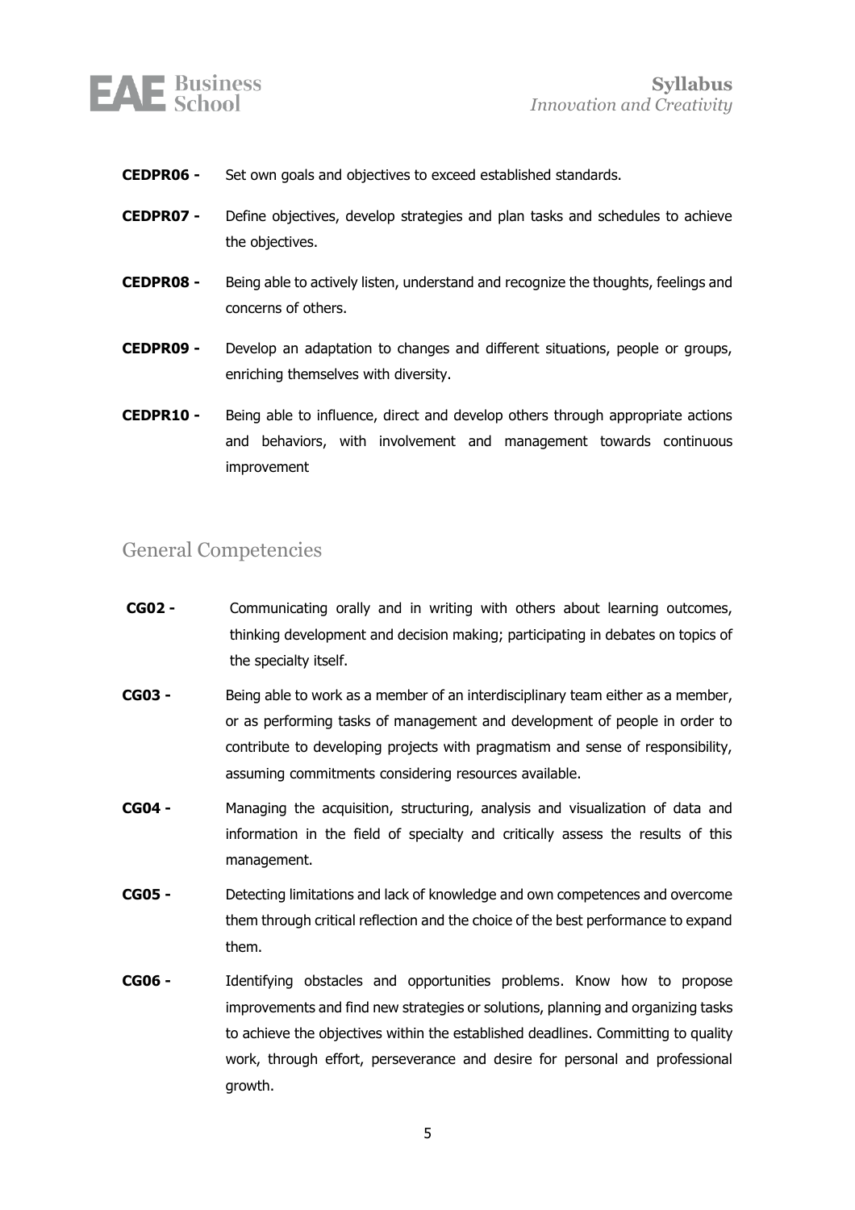**CEDPR06 -** Set own goals and objectives to exceed established standards.

**CEDPR07 -** Define objectives, develop strategies and plan tasks and schedules to achieve the objectives.

**CEDPR08 -** Being able to actively listen, understand and recognize the thoughts, feelings and concerns of others.

**CEDPR09 -** Develop an adaptation to changes and different situations, people or groups, enriching themselves with diversity.

**CEDPR10 -** Being able to influence, direct and develop others through appropriate actions and behaviors, with involvement and management towards continuous improvement

## General Competencies

**CG02 -** Communicating orally and in writing with others about learning outcomes, thinking development and decision making; participating in debates on topics of the specialty itself.

**CG03 -** Being able to work as a member of an interdisciplinary team either as a member, or as performing tasks of management and development of people in order to contribute to developing projects with pragmatism and sense of responsibility, assuming commitments considering resources available.

**CG04 -** Managing the acquisition, structuring, analysis and visualization of data and information in the field of specialty and critically assess the results of this management.

**CG05 -** Detecting limitations and lack of knowledge and own competences and overcome them through critical reflection and the choice of the best performance to expand them.

**CG06 -** Identifying obstacles and opportunities problems. Know how to propose improvements and find new strategies or solutions, planning and organizing tasks to achieve the objectives within the established deadlines. Committing to quality work, through effort, perseverance and desire for personal and professional growth.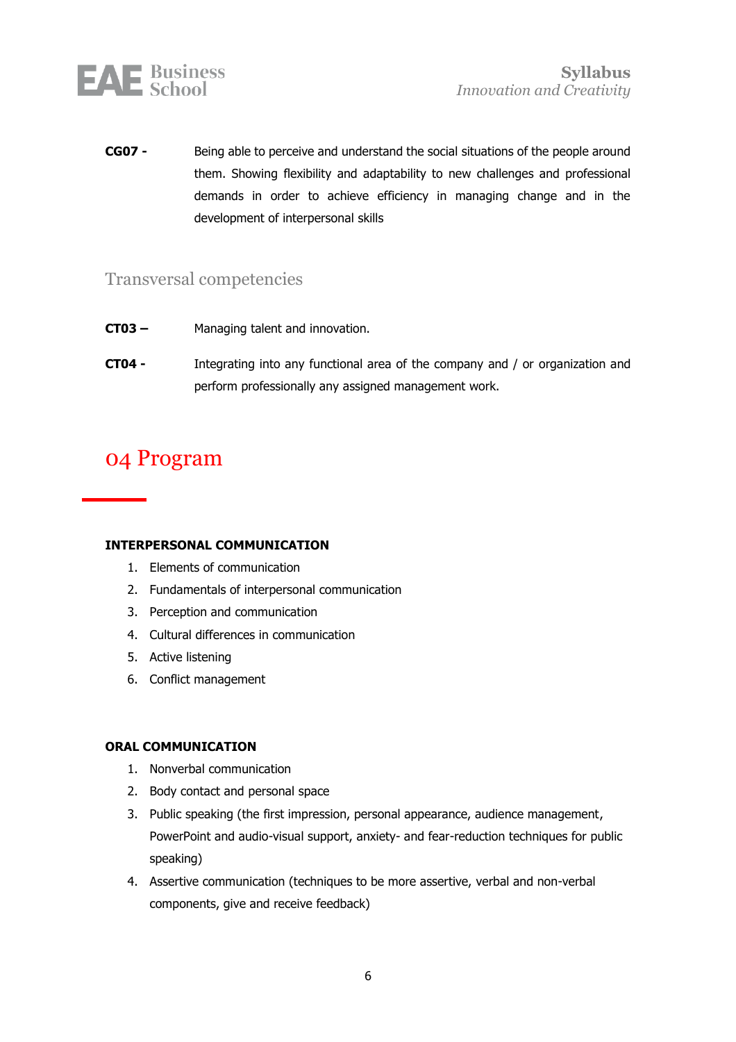**CG07 -** Being able to perceive and understand the social situations of the people around them. Showing flexibility and adaptability to new challenges and professional demands in order to achieve efficiency in managing change and in the development of interpersonal skills

## Transversal competencies

**CT03 –** Managing talent and innovation.

**CT04 -** Integrating into any functional area of the company and / or organization and perform professionally any assigned management work.

# 04 Program

**INTERPERSONAL COMMUNICATION**

1. Elements of communication
2. Fundamentals of interpersonal communication
3. Perception and communication
4. Cultural differences in communication
5. Active listening
6. Conflict management

**ORAL COMMUNICATION**

1. Nonverbal communication
2. Body contact and personal space
3. Public speaking (the first impression, personal appearance, audience management, PowerPoint and audio-visual support, anxiety- and fear-reduction techniques for public speaking)
4. Assertive communication (techniques to be more assertive, verbal and non-verbal components, give and receive feedback)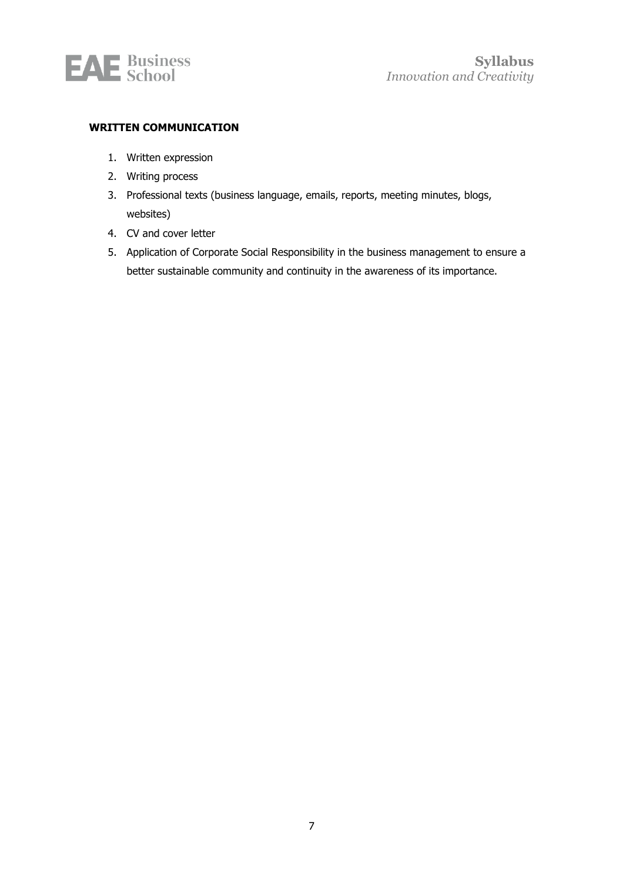**WRITTEN COMMUNICATION**

1. Written expression
2. Writing process
3. Professional texts (business language, emails, reports, meeting minutes, blogs, websites)
4. CV and cover letter
5. Application of Corporate Social Responsibility in the business management to ensure a better sustainable community and continuity in the awareness of its importance.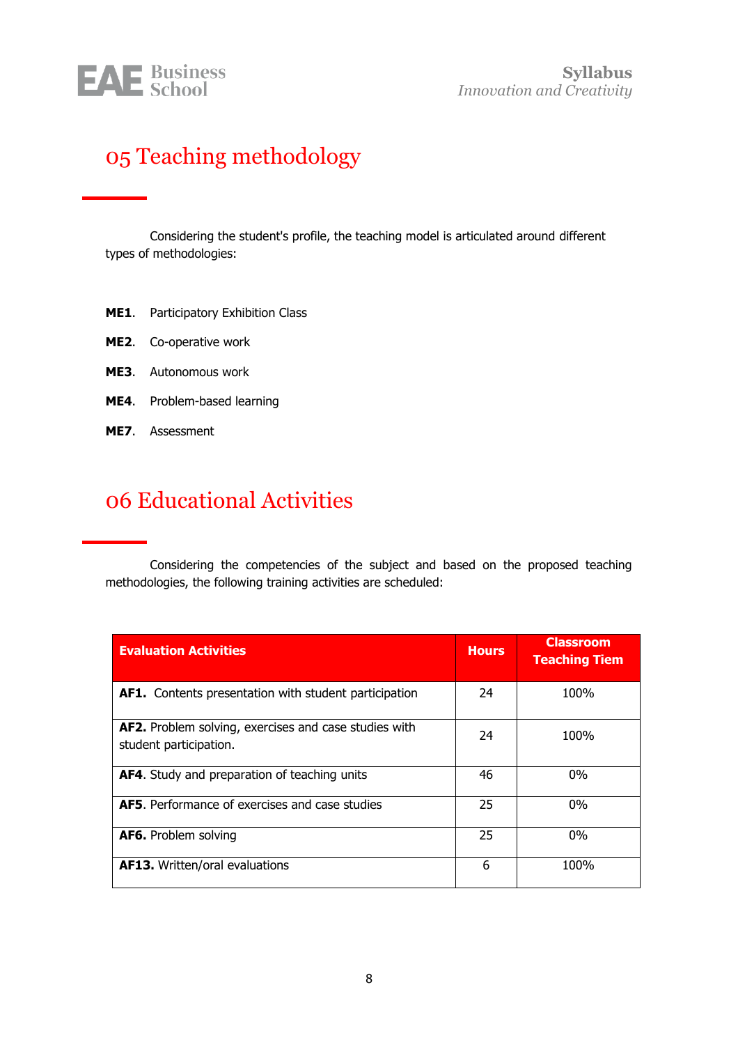# 05 Teaching methodology

Considering the student's profile, the teaching model is articulated around different types of methodologies:

**ME1**. Participatory Exhibition Class

**ME2**. Co-operative work

**ME3**. Autonomous work

**ME4**. Problem-based learning

**ME7**. Assessment

# 06 Educational Activities

Considering the competencies of the subject and based on the proposed teaching methodologies, the following training activities are scheduled:

| Evaluation Activities | Hours | Classroom Teaching Tiem |
|---|---|---|
| **AF1.** Contents presentation with student participation | 24 | 100% |
| **AF2.** Problem solving, exercises and case studies with student participation. | 24 | 100% |
| **AF4**. Study and preparation of teaching units | 46 | 0% |
| **AF5**. Performance of exercises and case studies | 25 | 0% |
| **AF6.** Problem solving | 25 | 0% |
| **AF13.** Written/oral evaluations | 6 | 100% |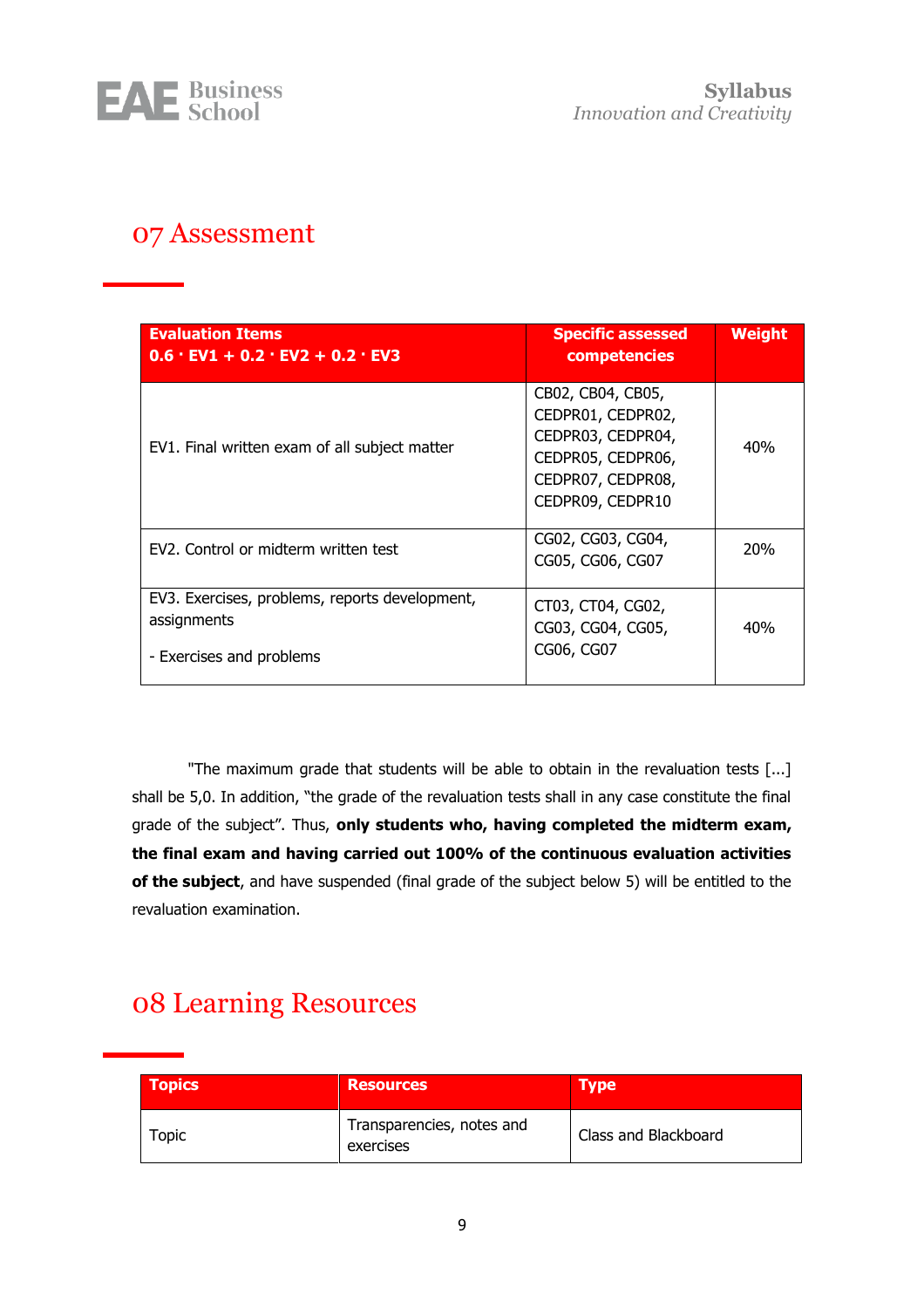# 07 Assessment

| Evaluation Items<br>0.6 · EV1 + 0.2 · EV2 + 0.2 · EV3 | Specific assessed competencies | Weight |
|---|---|---|
| EV1. Final written exam of all subject matter | CB02, CB04, CB05, CEDPR01, CEDPR02, CEDPR03, CEDPR04, CEDPR05, CEDPR06, CEDPR07, CEDPR08, CEDPR09, CEDPR10 | 40% |
| EV2. Control or midterm written test | CG02, CG03, CG04, CG05, CG06, CG07 | 20% |
| EV3. Exercises, problems, reports development, assignments<br><br>- Exercises and problems | CT03, CT04, CG02, CG03, CG04, CG05, CG06, CG07 | 40% |

"The maximum grade that students will be able to obtain in the revaluation tests [...] shall be 5,0. In addition, "the grade of the revaluation tests shall in any case constitute the final grade of the subject". Thus, **only students who, having completed the midterm exam, the final exam and having carried out 100% of the continuous evaluation activities of the subject**, and have suspended (final grade of the subject below 5) will be entitled to the revaluation examination.

# 08 Learning Resources

| Topics | Resources | Type |
|---|---|---|
| Topic | Transparencies, notes and exercises | Class and Blackboard |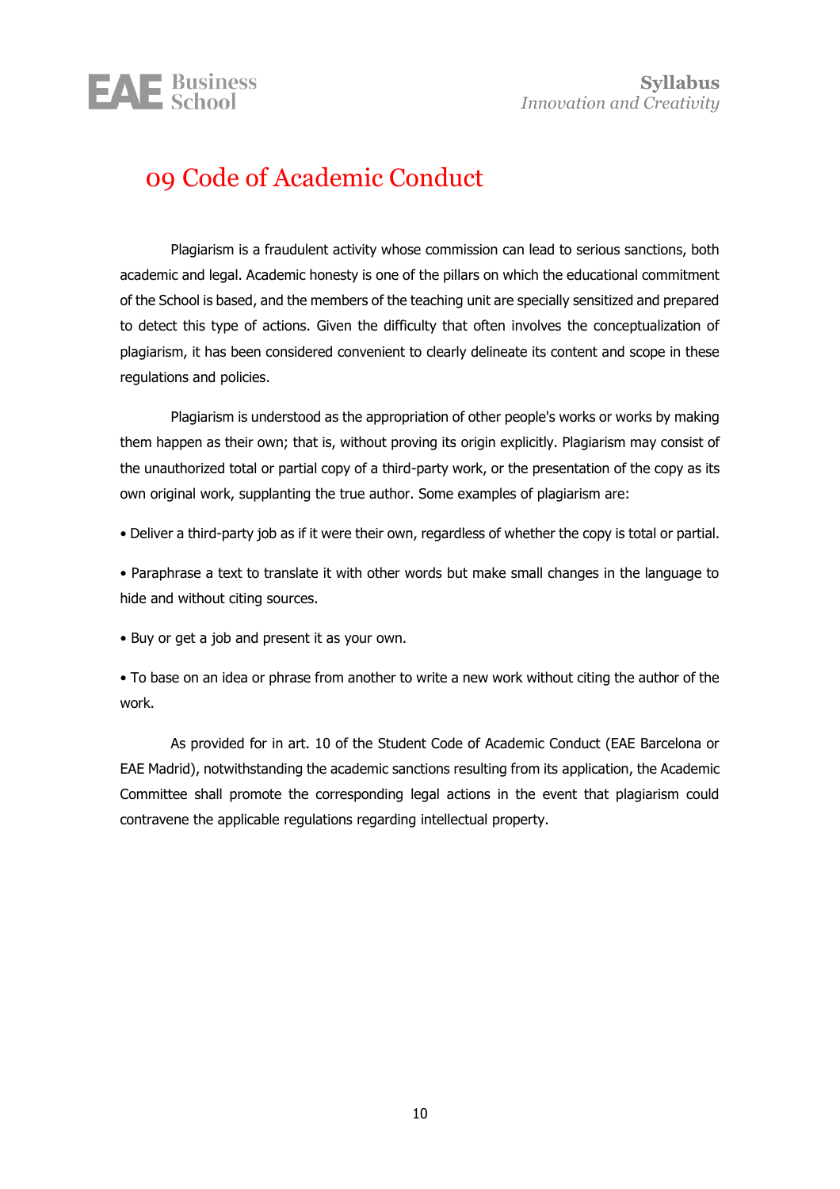# 09 Code of Academic Conduct

Plagiarism is a fraudulent activity whose commission can lead to serious sanctions, both academic and legal. Academic honesty is one of the pillars on which the educational commitment of the School is based, and the members of the teaching unit are specially sensitized and prepared to detect this type of actions. Given the difficulty that often involves the conceptualization of plagiarism, it has been considered convenient to clearly delineate its content and scope in these regulations and policies.

Plagiarism is understood as the appropriation of other people's works or works by making them happen as their own; that is, without proving its origin explicitly. Plagiarism may consist of the unauthorized total or partial copy of a third-party work, or the presentation of the copy as its own original work, supplanting the true author. Some examples of plagiarism are:

- Deliver a third-party job as if it were their own, regardless of whether the copy is total or partial.
- Paraphrase a text to translate it with other words but make small changes in the language to hide and without citing sources.
- Buy or get a job and present it as your own.
- To base on an idea or phrase from another to write a new work without citing the author of the work.

As provided for in art. 10 of the Student Code of Academic Conduct (EAE Barcelona or EAE Madrid), notwithstanding the academic sanctions resulting from its application, the Academic Committee shall promote the corresponding legal actions in the event that plagiarism could contravene the applicable regulations regarding intellectual property.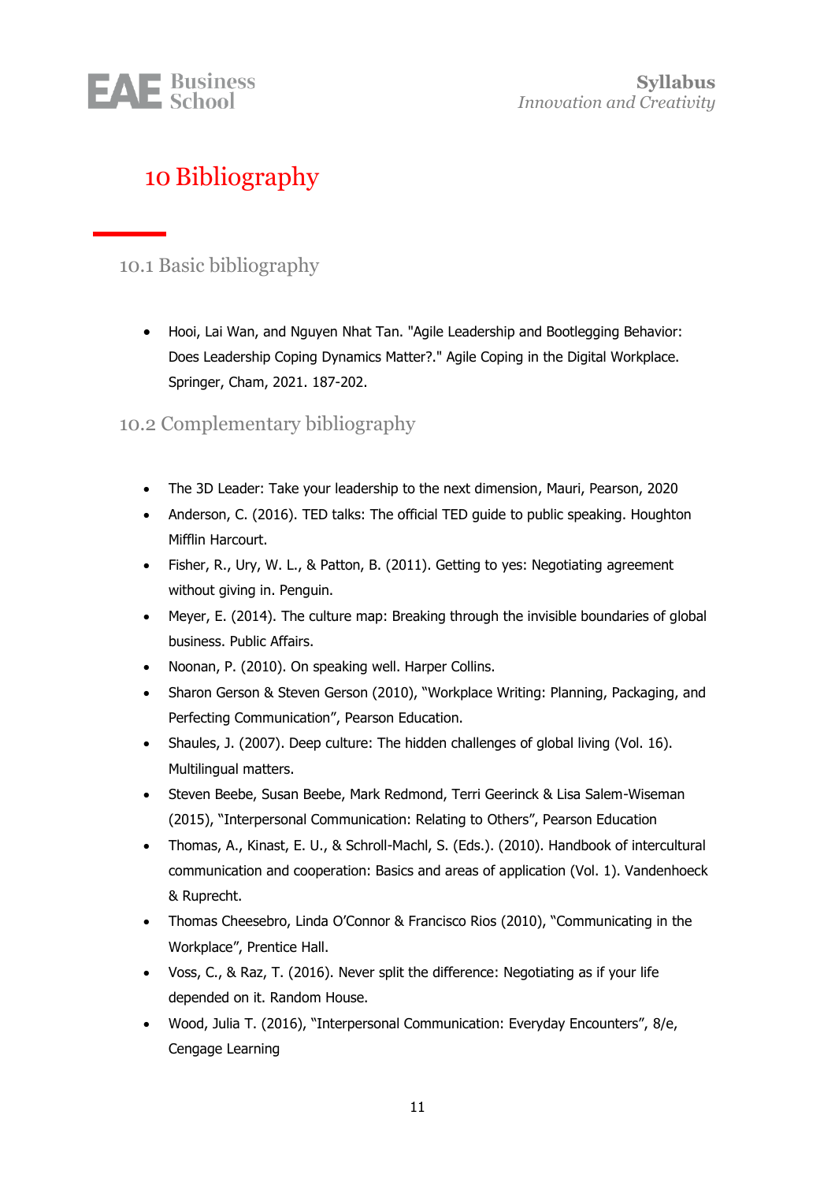# 10 Bibliography

## 10.1 Basic bibliography

- Hooi, Lai Wan, and Nguyen Nhat Tan. "Agile Leadership and Bootlegging Behavior: Does Leadership Coping Dynamics Matter?." Agile Coping in the Digital Workplace. Springer, Cham, 2021. 187-202.

## 10.2 Complementary bibliography

- The 3D Leader: Take your leadership to the next dimension, Mauri, Pearson, 2020
- Anderson, C. (2016). TED talks: The official TED guide to public speaking. Houghton Mifflin Harcourt.
- Fisher, R., Ury, W. L., & Patton, B. (2011). Getting to yes: Negotiating agreement without giving in. Penguin.
- Meyer, E. (2014). The culture map: Breaking through the invisible boundaries of global business. Public Affairs.
- Noonan, P. (2010). On speaking well. Harper Collins.
- Sharon Gerson & Steven Gerson (2010), "Workplace Writing: Planning, Packaging, and Perfecting Communication", Pearson Education.
- Shaules, J. (2007). Deep culture: The hidden challenges of global living (Vol. 16). Multilingual matters.
- Steven Beebe, Susan Beebe, Mark Redmond, Terri Geerinck & Lisa Salem-Wiseman (2015), "Interpersonal Communication: Relating to Others", Pearson Education
- Thomas, A., Kinast, E. U., & Schroll-Machl, S. (Eds.). (2010). Handbook of intercultural communication and cooperation: Basics and areas of application (Vol. 1). Vandenhoeck & Ruprecht.
- Thomas Cheesebro, Linda O'Connor & Francisco Rios (2010), "Communicating in the Workplace", Prentice Hall.
- Voss, C., & Raz, T. (2016). Never split the difference: Negotiating as if your life depended on it. Random House.
- Wood, Julia T. (2016), "Interpersonal Communication: Everyday Encounters", 8/e, Cengage Learning